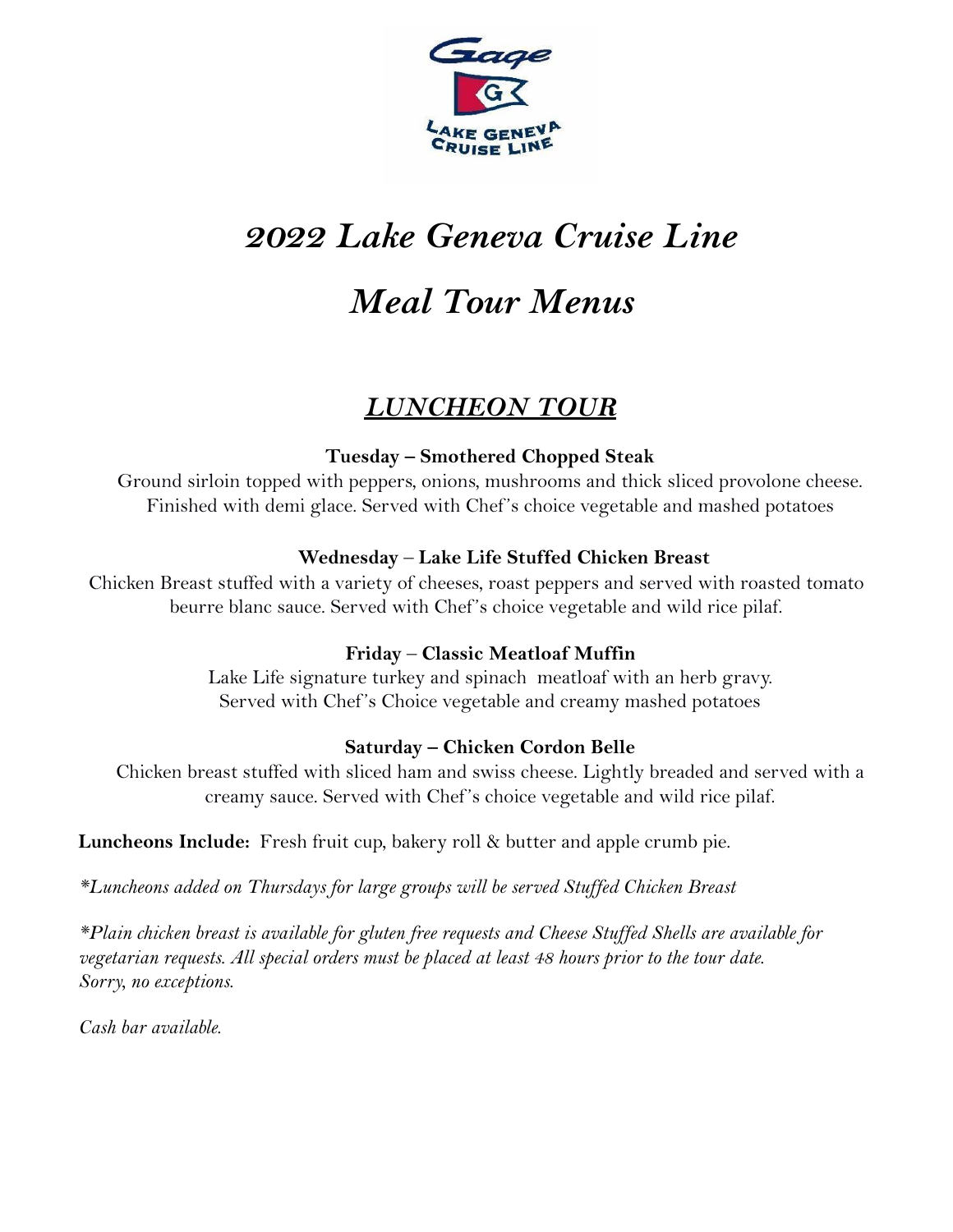# *2022 Lake Geneva Cruise Line*

# *Meal Tour Menus*

## ***LUNCHEON TOUR***

**Tuesday – Smothered Chopped Steak**

Ground sirloin topped with peppers, onions, mushrooms and thick sliced provolone cheese. Finished with demi glace. Served with Chef's choice vegetable and mashed potatoes

**Wednesday – Lake Life Stuffed Chicken Breast**

Chicken Breast stuffed with a variety of cheeses, roast peppers and served with roasted tomato beurre blanc sauce. Served with Chef's choice vegetable and wild rice pilaf.

**Friday – Classic Meatloaf Muffin**

Lake Life signature turkey and spinach meatloaf with an herb gravy.
Served with Chef's Choice vegetable and creamy mashed potatoes

**Saturday – Chicken Cordon Belle**

Chicken breast stuffed with sliced ham and swiss cheese. Lightly breaded and served with a creamy sauce. Served with Chef's choice vegetable and wild rice pilaf.

**Luncheons Include:** Fresh fruit cup, bakery roll & butter and apple crumb pie.

*\*Luncheons added on Thursdays for large groups will be served Stuffed Chicken Breast*

*\*Plain chicken breast is available for gluten free requests and Cheese Stuffed Shells are available for vegetarian requests. All special orders must be placed at least 48 hours prior to the tour date. Sorry, no exceptions.*

*Cash bar available.*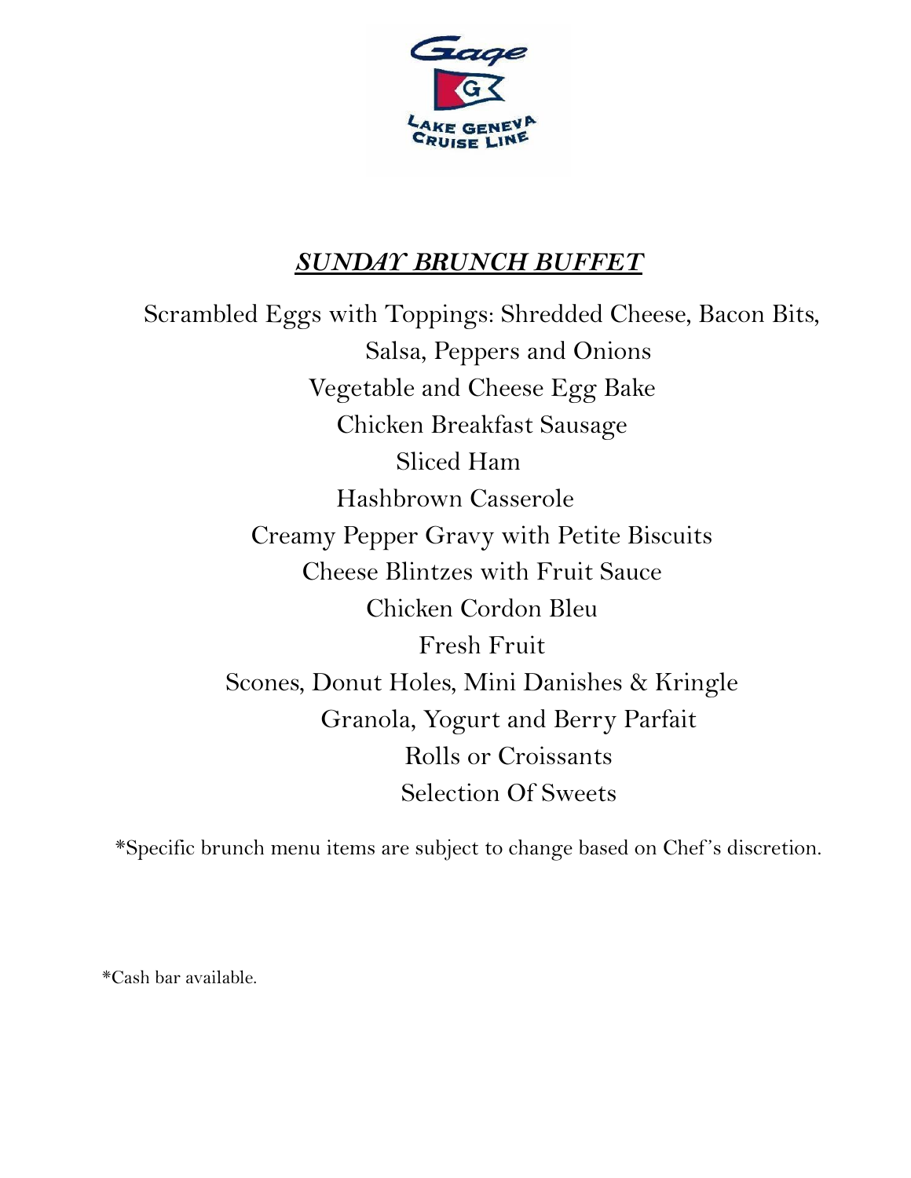## *SUNDAY BRUNCH BUFFET*

Scrambled Eggs with Toppings: Shredded Cheese, Bacon Bits, Salsa, Peppers and Onions

Vegetable and Cheese Egg Bake

Chicken Breakfast Sausage

Sliced Ham

Hashbrown Casserole

Creamy Pepper Gravy with Petite Biscuits

Cheese Blintzes with Fruit Sauce

Chicken Cordon Bleu

Fresh Fruit

Scones, Donut Holes, Mini Danishes & Kringle

Granola, Yogurt and Berry Parfait

Rolls or Croissants

Selection Of Sweets

*Specific brunch menu items are subject to change based on Chef's discretion.

*Cash bar available.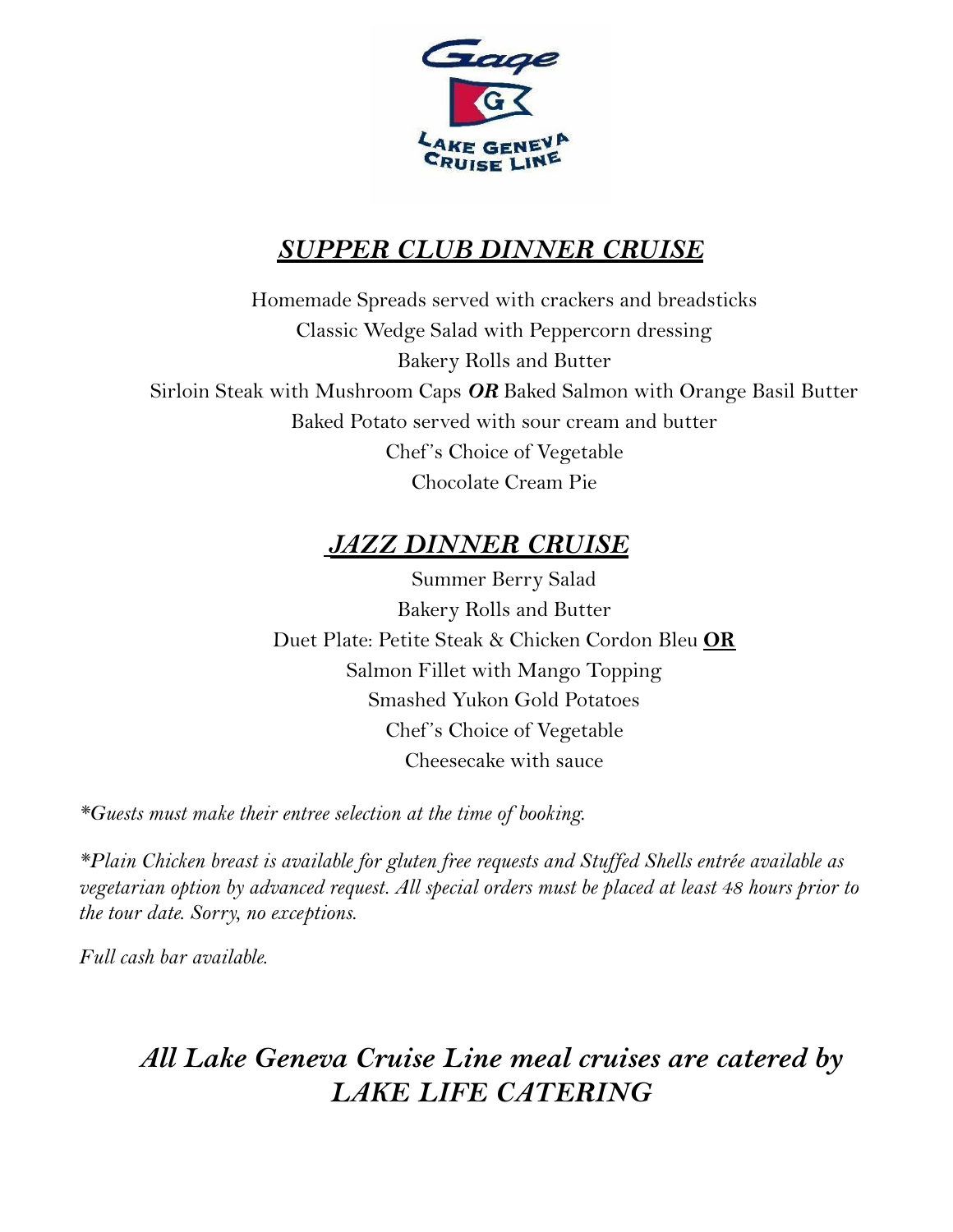## ***SUPPER CLUB DINNER CRUISE***

Homemade Spreads served with crackers and breadsticks
Classic Wedge Salad with Peppercorn dressing
Bakery Rolls and Butter
Sirloin Steak with Mushroom Caps ***OR*** Baked Salmon with Orange Basil Butter
Baked Potato served with sour cream and butter
Chef's Choice of Vegetable
Chocolate Cream Pie

## ***JAZZ DINNER CRUISE***

Summer Berry Salad
Bakery Rolls and Butter
Duet Plate: Petite Steak & Chicken Cordon Bleu **OR**
Salmon Fillet with Mango Topping
Smashed Yukon Gold Potatoes
Chef's Choice of Vegetable
Cheesecake with sauce

*\*Guests must make their entree selection at the time of booking.*

*\*Plain Chicken breast is available for gluten free requests and Stuffed Shells entrée available as vegetarian option by advanced request. All special orders must be placed at least 48 hours prior to the tour date. Sorry, no exceptions.*

*Full cash bar available.*

## ***All Lake Geneva Cruise Line meal cruises are catered by LAKE LIFE CATERING***